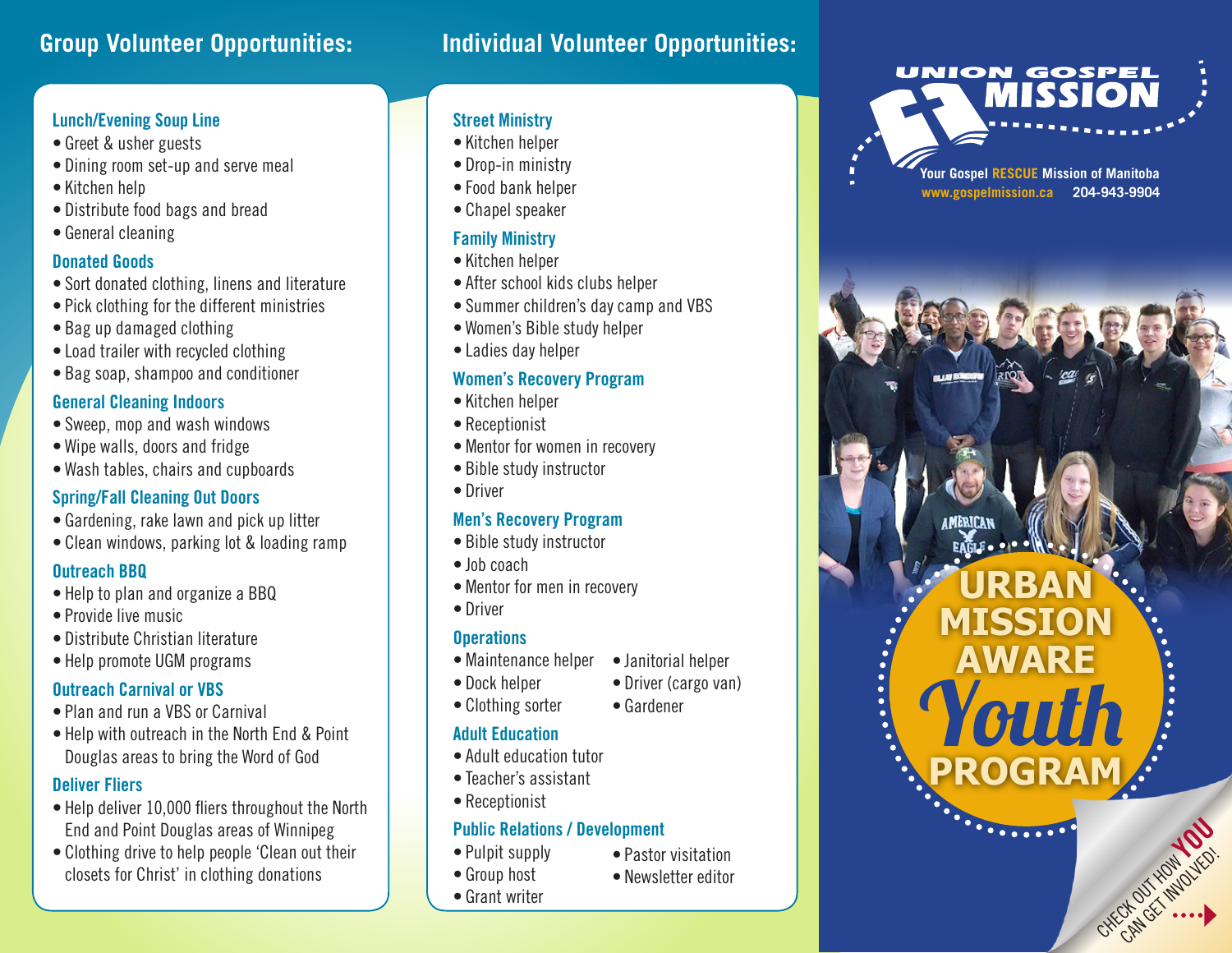## Group Volunteer Opportunities:

### Lunch/Evening Soup Line

- Greet & usher guests
- Dining room set-up and serve meal
- Kitchen help
- Distribute food bags and bread
- General cleaning

### Donated Goods

- Sort donated clothing, linens and literature
- Pick clothing for the different ministries
- Bag up damaged clothing
- Load trailer with recycled clothing
- Bag soap, shampoo and conditioner

### General Cleaning Indoors

- Sweep, mop and wash windows
- Wipe walls, doors and fridge
- Wash tables, chairs and cupboards

### Spring/Fall Cleaning Out Doors

- Gardening, rake lawn and pick up litter
- Clean windows, parking lot & loading ramp

### Outreach BBQ

- Help to plan and organize a BBQ
- Provide live music
- Distribute Christian literature
- Help promote UGM programs

### Outreach Carnival or VBS

- Plan and run a VBS or Carnival
- Help with outreach in the North End & Point Douglas areas to bring the Word of God

### Deliver Fliers

- Help deliver 10,000 fliers throughout the North End and Point Douglas areas of Winnipeg
- Clothing drive to help people 'Clean out their closets for Christ' in clothing donations

## Individual Volunteer Opportunities:

### Street Ministry

- Kitchen helper
- Drop-in ministry
- Food bank helper
- Chapel speaker

### Family Ministry

- Kitchen helper
- After school kids clubs helper
- Summer children's day camp and VBS
- Women's Bible study helper
- Ladies day helper

### Women's Recovery Program

- Kitchen helper
- Receptionist
- Mentor for women in recovery
- Bible study instructor
- Driver

### Men's Recovery Program

- Bible study instructor
- Job coach
- Mentor for men in recovery
- Driver

### Operations

- Maintenance helper
- Dock helper
- Clothing sorter
- Janitorial helper
- Driver (cargo van)
- Gardener

### Adult Education

- Adult education tutor
- Teacher's assistant
- Receptionist

### Public Relations / Development

- Pulpit supply
- Group host
- Grant writer
- Pastor visitation
- Newsletter editor

# UNION GOSPEL MISSION

Your Gospel **RESCUE** Mission of Manitoba
www.gospelmission.ca 204-943-9904

# URBAN MISSION AWARE *Youth* PROGRAM

CHECK OUT HOW **YOU** CAN GET INVOLVED!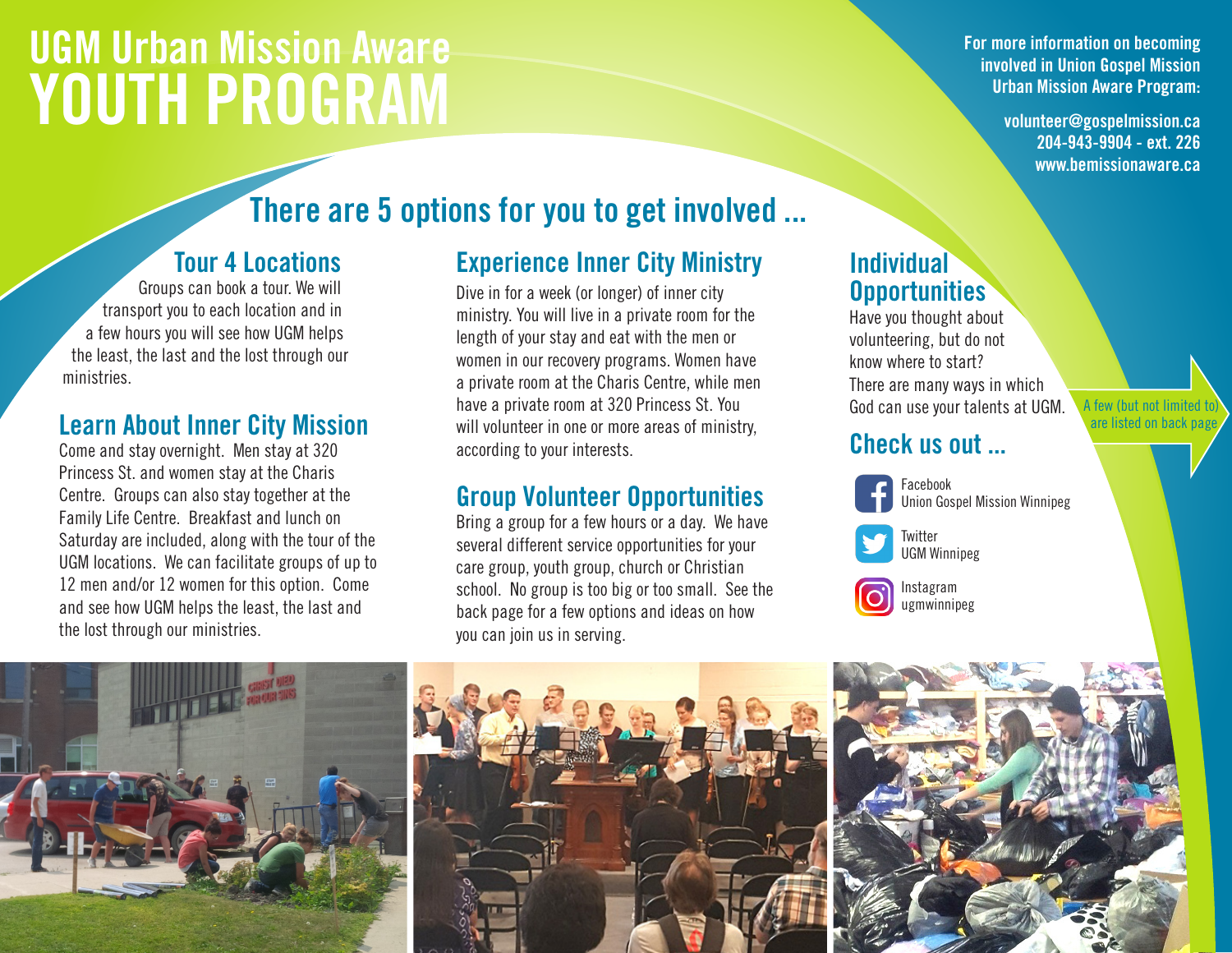# UGM Urban Mission Aware YOUTH PROGRAM

For more information on becoming involved in Union Gospel Mission Urban Mission Aware Program:

volunteer@gospelmission.ca
204-943-9904 - ext. 226
www.bemissionaware.ca

## There are 5 options for you to get involved ...

### Tour 4 Locations

Groups can book a tour. We will transport you to each location and in a few hours you will see how UGM helps the least, the last and the lost through our ministries.

### Learn About Inner City Mission

Come and stay overnight. Men stay at 320 Princess St. and women stay at the Charis Centre. Groups can also stay together at the Family Life Centre. Breakfast and lunch on Saturday are included, along with the tour of the UGM locations. We can facilitate groups of up to 12 men and/or 12 women for this option. Come and see how UGM helps the least, the last and the lost through our ministries.

### Experience Inner City Ministry

Dive in for a week (or longer) of inner city ministry. You will live in a private room for the length of your stay and eat with the men or women in our recovery programs. Women have a private room at the Charis Centre, while men have a private room at 320 Princess St. You will volunteer in one or more areas of ministry, according to your interests.

### Group Volunteer Opportunities

Bring a group for a few hours or a day. We have several different service opportunities for your care group, youth group, church or Christian school. No group is too big or too small. See the back page for a few options and ideas on how you can join us in serving.

### Individual Opportunities

Have you thought about volunteering, but do not know where to start? There are many ways in which God can use your talents at UGM.

A few (but not limited to) are listed on back page

### Check us out ...

Facebook
Union Gospel Mission Winnipeg

Twitter
UGM Winnipeg

Instagram
ugmwinnipeg